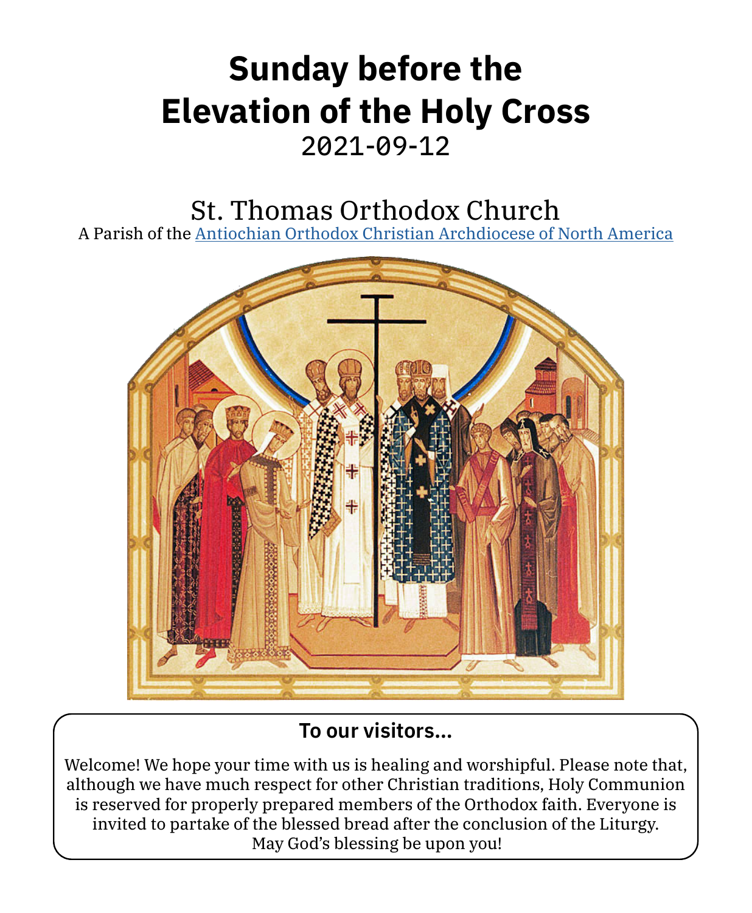# Sunday before the Elevation of the Holy Cross

2021-09-12

## St. Thomas Orthodox Church

A Parish of the [Antiochian Orthodox Christian Archdiocese of North America]

### To our visitors...

Welcome! We hope your time with us is healing and worshipful. Please note that, although we have much respect for other Christian traditions, Holy Communion is reserved for properly prepared members of the Orthodox faith. Everyone is invited to partake of the blessed bread after the conclusion of the Liturgy. May God's blessing be upon you!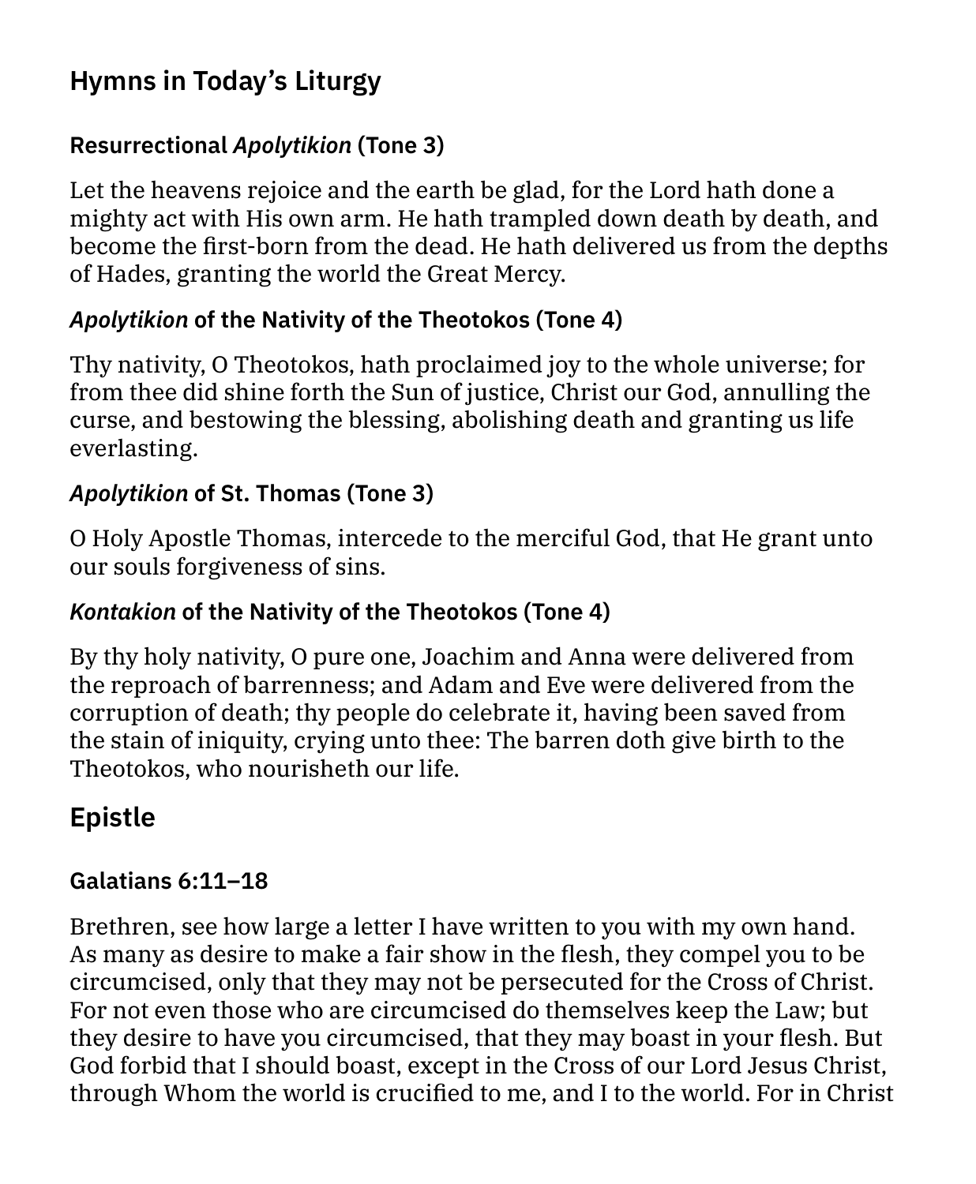## Hymns in Today's Liturgy

### Resurrectional *Apolytikion* (Tone 3)

Let the heavens rejoice and the earth be glad, for the Lord hath done a mighty act with His own arm. He hath trampled down death by death, and become the first-born from the dead. He hath delivered us from the depths of Hades, granting the world the Great Mercy.

### *Apolytikion* of the Nativity of the Theotokos (Tone 4)

Thy nativity, O Theotokos, hath proclaimed joy to the whole universe; for from thee did shine forth the Sun of justice, Christ our God, annulling the curse, and bestowing the blessing, abolishing death and granting us life everlasting.

### *Apolytikion* of St. Thomas (Tone 3)

O Holy Apostle Thomas, intercede to the merciful God, that He grant unto our souls forgiveness of sins.

### *Kontakion* of the Nativity of the Theotokos (Tone 4)

By thy holy nativity, O pure one, Joachim and Anna were delivered from the reproach of barrenness; and Adam and Eve were delivered from the corruption of death; thy people do celebrate it, having been saved from the stain of iniquity, crying unto thee: The barren doth give birth to the Theotokos, who nourisheth our life.

## Epistle

### Galatians 6:11–18

Brethren, see how large a letter I have written to you with my own hand. As many as desire to make a fair show in the flesh, they compel you to be circumcised, only that they may not be persecuted for the Cross of Christ. For not even those who are circumcised do themselves keep the Law; but they desire to have you circumcised, that they may boast in your flesh. But God forbid that I should boast, except in the Cross of our Lord Jesus Christ, through Whom the world is crucified to me, and I to the world. For in Christ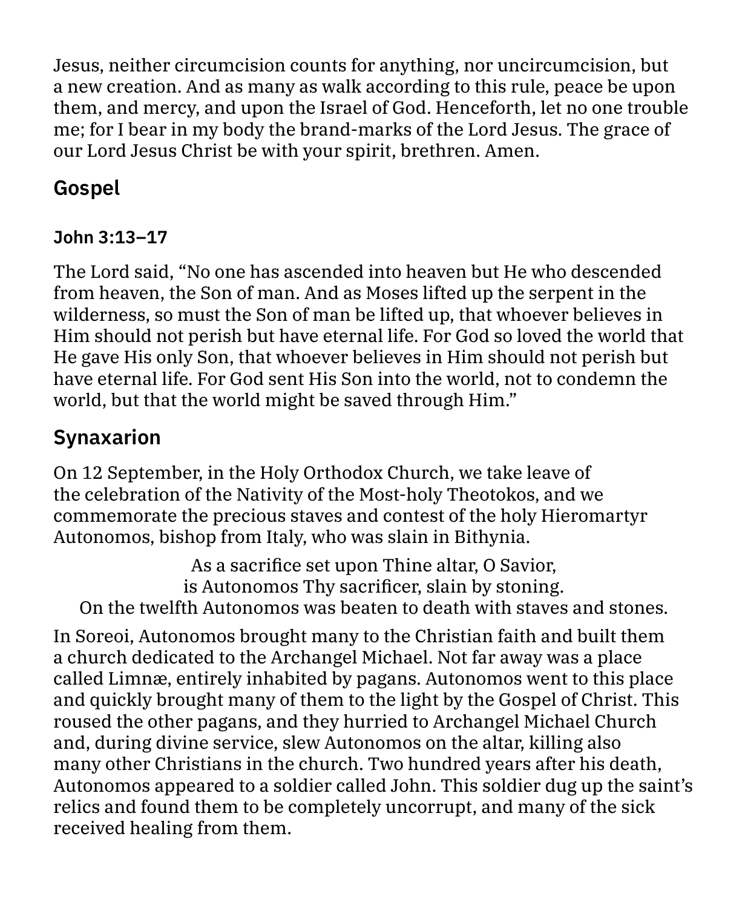Jesus, neither circumcision counts for anything, nor uncircumcision, but a new creation. And as many as walk according to this rule, peace be upon them, and mercy, and upon the Israel of God. Henceforth, let no one trouble me; for I bear in my body the brand-marks of the Lord Jesus. The grace of our Lord Jesus Christ be with your spirit, brethren. Amen.

## Gospel

### John 3:13–17

The Lord said, “No one has ascended into heaven but He who descended from heaven, the Son of man. And as Moses lifted up the serpent in the wilderness, so must the Son of man be lifted up, that whoever believes in Him should not perish but have eternal life. For God so loved the world that He gave His only Son, that whoever believes in Him should not perish but have eternal life. For God sent His Son into the world, not to condemn the world, but that the world might be saved through Him.”

## Synaxarion

On 12 September, in the Holy Orthodox Church, we take leave of the celebration of the Nativity of the Most-holy Theotokos, and we commemorate the precious staves and contest of the holy Hieromartyr Autonomos, bishop from Italy, who was slain in Bithynia.

As a sacrifice set upon Thine altar, O Savior,  
is Autonomos Thy sacrificer, slain by stoning.  
On the twelfth Autonomos was beaten to death with staves and stones.

In Soreoi, Autonomos brought many to the Christian faith and built them a church dedicated to the Archangel Michael. Not far away was a place called Limnæ, entirely inhabited by pagans. Autonomos went to this place and quickly brought many of them to the light by the Gospel of Christ. This roused the other pagans, and they hurried to Archangel Michael Church and, during divine service, slew Autonomos on the altar, killing also many other Christians in the church. Two hundred years after his death, Autonomos appeared to a soldier called John. This soldier dug up the saint’s relics and found them to be completely uncorrupt, and many of the sick received healing from them.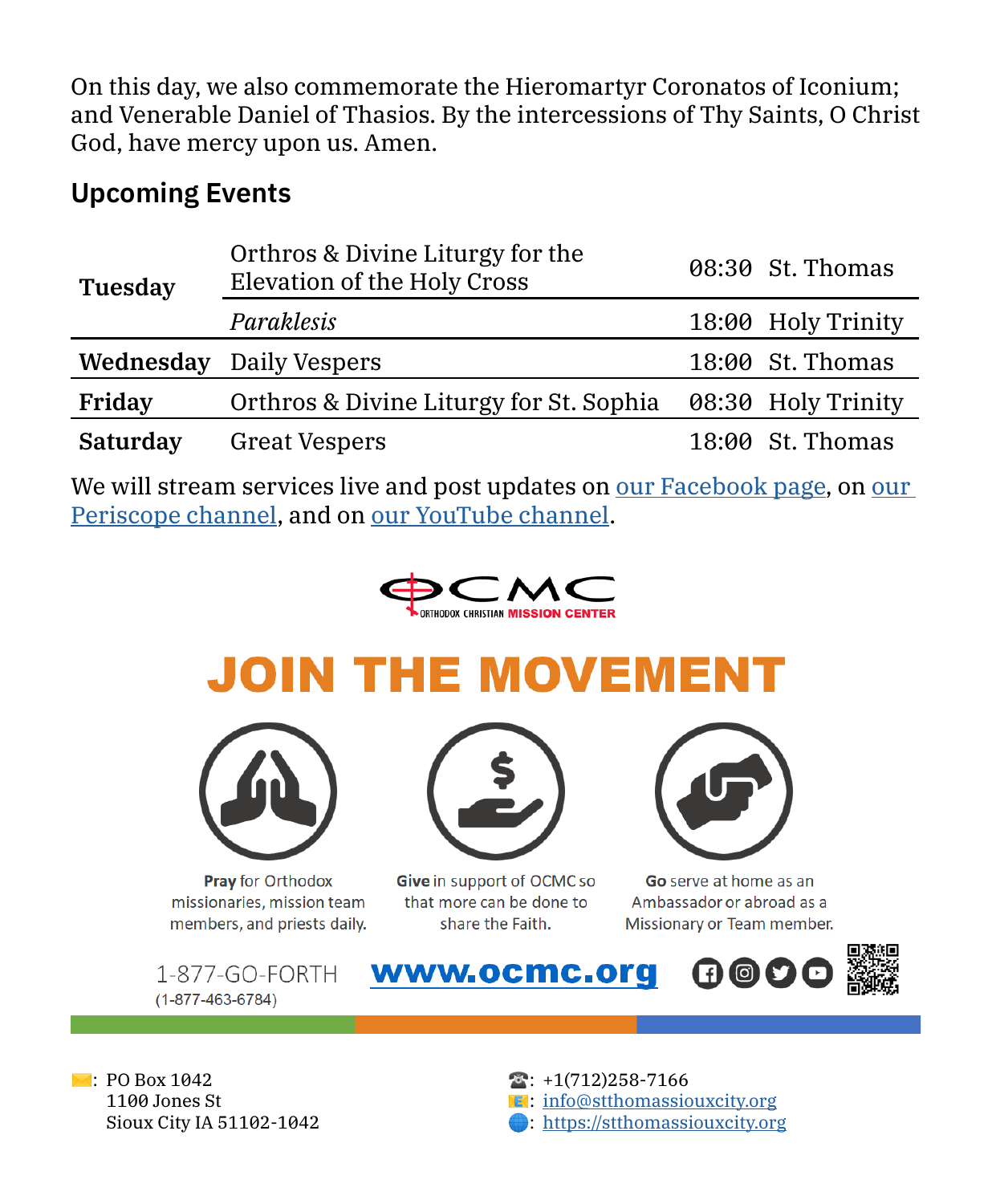On this day, we also commemorate the Hieromartyr Coronatos of Iconium; and Venerable Daniel of Thasios. By the intercessions of Thy Saints, O Christ God, have mercy upon us. Amen.

## Upcoming Events

| | | | |
|---|---|---|---|
| **Tuesday** | Orthros & Divine Liturgy for the Elevation of the Holy Cross | 08:30 | St. Thomas |
| | *Paraklesis* | 18:00 | Holy Trinity |
| **Wednesday** | Daily Vespers | 18:00 | St. Thomas |
| **Friday** | Orthros & Divine Liturgy for St. Sophia | 08:30 | Holy Trinity |
| **Saturday** | Great Vespers | 18:00 | St. Thomas |

We will stream services live and post updates on our Facebook page, on our Periscope channel, and on our YouTube channel.

OCMC ORTHODOX CHRISTIAN MISSION CENTER

JOIN THE MOVEMENT

**Pray** for Orthodox missionaries, mission team members, and priests daily.

**Give** in support of OCMC so that more can be done to share the Faith.

**Go** serve at home as an Ambassador or abroad as a Missionary or Team member.

1-877-GO-FORTH
(1-877-463-6784)

www.ocmc.org

✉️: PO Box 1042
1100 Jones St
Sioux City IA 51102-1042

☎: +1(712)258-7166
📧: info@stthomassiouxcity.org
🌐: https://stthomassiouxcity.org